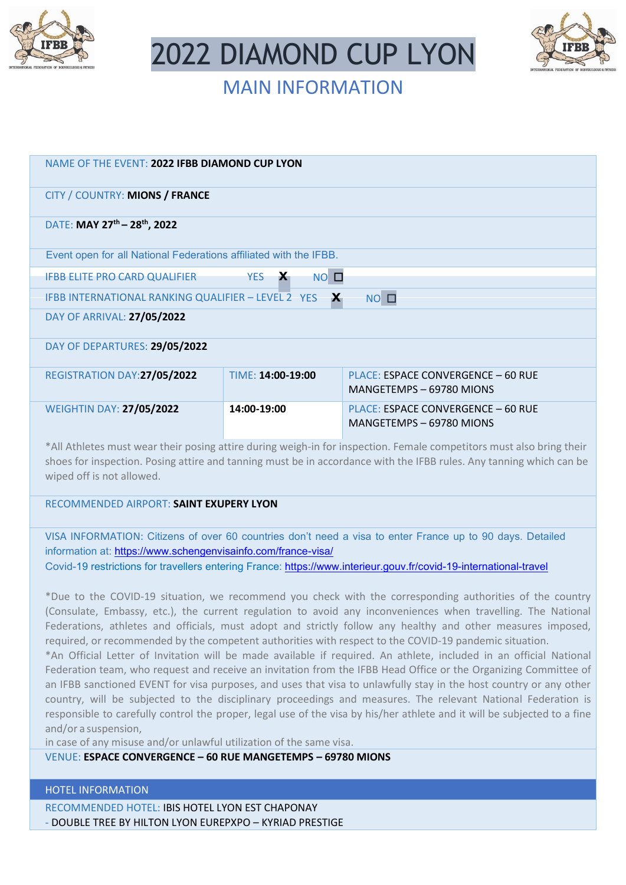# 2022 DIAMOND CUP LYON

## MAIN INFORMATION

NAME OF THE EVENT: **2022 IFBB DIAMOND CUP LYON**

CITY / COUNTRY: **MIONS / FRANCE**

DATE: **MAY 27th – 28th, 2022**

Event open for all National Federations affiliated with the IFBB.

IFBB ELITE PRO CARD QUALIFIER YES **X** NO ☐

IFBB INTERNATIONAL RANKING QUALIFIER – LEVEL 2 YES **X** NO ☐

DAY OF ARRIVAL: **27/05/2022**

DAY OF DEPARTURES: **29/05/2022**

| REGISTRATION DAY:**27/05/2022** | TIME: **14:00-19:00** | PLACE: ESPACE CONVERGENCE – 60 RUE MANGETEMPS – 69780 MIONS |
|---|---|---|
| WEIGHTIN DAY: **27/05/2022** | **14:00-19:00** | PLACE: ESPACE CONVERGENCE – 60 RUE MANGETEMPS – 69780 MIONS |

*All Athletes must wear their posing attire during weigh-in for inspection. Female competitors must also bring their shoes for inspection. Posing attire and tanning must be in accordance with the IFBB rules. Any tanning which can be wiped off is not allowed.

RECOMMENDED AIRPORT: **SAINT EXUPERY LYON**

VISA INFORMATION: Citizens of over 60 countries don't need a visa to enter France up to 90 days. Detailed information at: https://www.schengenvisainfo.com/france-visa/
Covid-19 restrictions for travellers entering France: https://www.interieur.gouv.fr/covid-19-international-travel

*Due to the COVID-19 situation, we recommend you check with the corresponding authorities of the country (Consulate, Embassy, etc.), the current regulation to avoid any inconveniences when travelling. The National Federations, athletes and officials, must adopt and strictly follow any healthy and other measures imposed, required, or recommended by the competent authorities with respect to the COVID-19 pandemic situation.
*An Official Letter of Invitation will be made available if required. An athlete, included in an official National Federation team, who request and receive an invitation from the IFBB Head Office or the Organizing Committee of an IFBB sanctioned EVENT for visa purposes, and uses that visa to unlawfully stay in the host country or any other country, will be subjected to the disciplinary proceedings and measures. The relevant National Federation is responsible to carefully control the proper, legal use of the visa by his/her athlete and it will be subjected to a fine and/or a suspension,
in case of any misuse and/or unlawful utilization of the same visa.

VENUE: **ESPACE CONVERGENCE – 60 RUE MANGETEMPS – 69780 MIONS**

## HOTEL INFORMATION

RECOMMENDED HOTEL: IBIS HOTEL LYON EST CHAPONAY
- DOUBLE TREE BY HILTON LYON EUREPXPO – KYRIAD PRESTIGE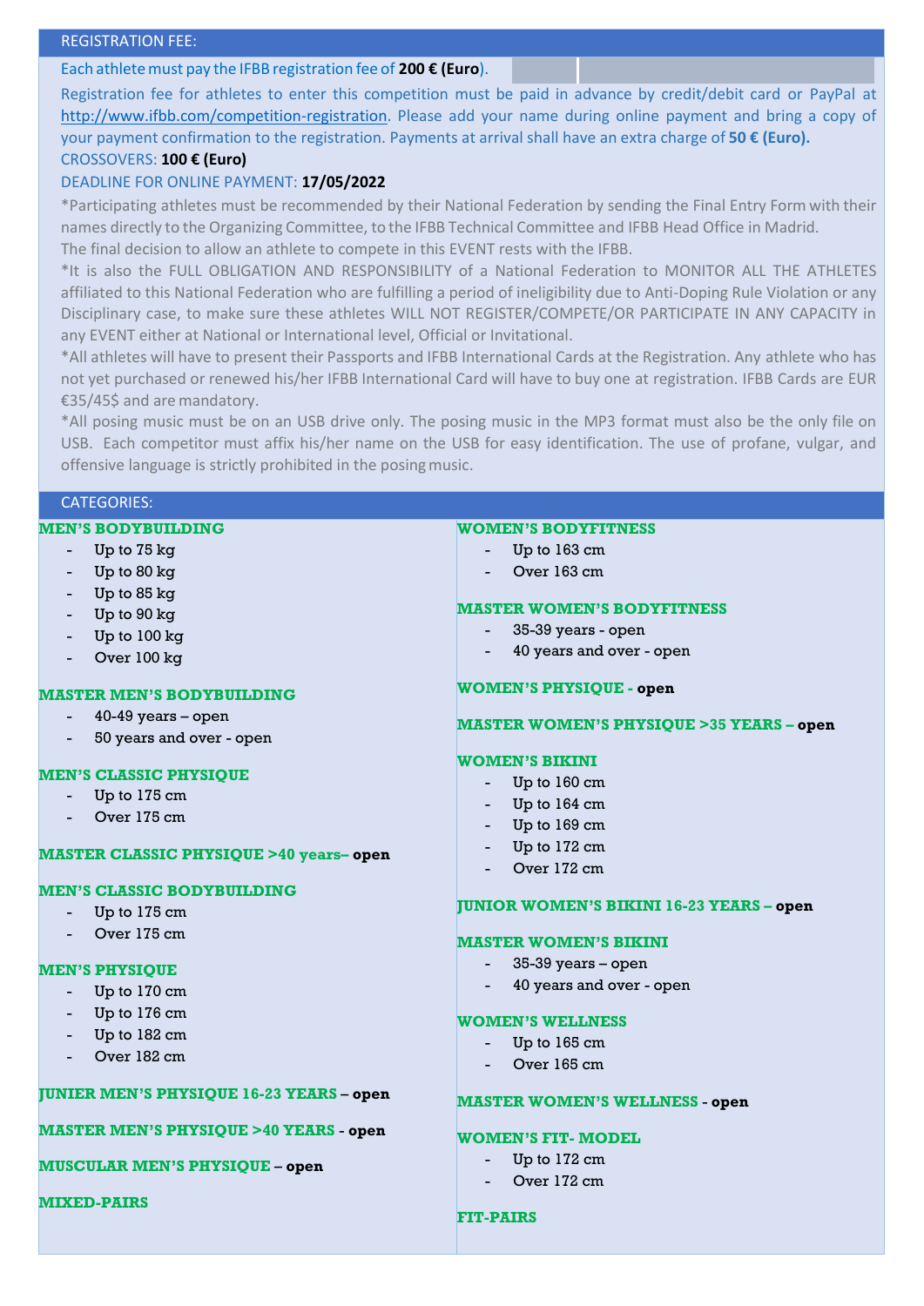## REGISTRATION FEE:

Each athlete must pay the IFBB registration fee of **200 € (Euro)**.

Registration fee for athletes to enter this competition must be paid in advance by credit/debit card or PayPal at http://www.ifbb.com/competition-registration. Please add your name during online payment and bring a copy of your payment confirmation to the registration. Payments at arrival shall have an extra charge of **50 € (Euro).**

CROSSOVERS: **100 € (Euro)**

DEADLINE FOR ONLINE PAYMENT: **17/05/2022**

*Participating athletes must be recommended by their National Federation by sending the Final Entry Form with their names directly to the Organizing Committee, to the IFBB Technical Committee and IFBB Head Office in Madrid.
The final decision to allow an athlete to compete in this EVENT rests with the IFBB.

*It is also the FULL OBLIGATION AND RESPONSIBILITY of a National Federation to MONITOR ALL THE ATHLETES affiliated to this National Federation who are fulfilling a period of ineligibility due to Anti-Doping Rule Violation or any Disciplinary case, to make sure these athletes WILL NOT REGISTER/COMPETE/OR PARTICIPATE IN ANY CAPACITY in any EVENT either at National or International level, Official or Invitational.

*All athletes will have to present their Passports and IFBB International Cards at the Registration. Any athlete who has not yet purchased or renewed his/her IFBB International Card will have to buy one at registration. IFBB Cards are EUR €35/45$ and are mandatory.

*All posing music must be on an USB drive only. The posing music in the MP3 format must also be the only file on USB. Each competitor must affix his/her name on the USB for easy identification. The use of profane, vulgar, and offensive language is strictly prohibited in the posing music.

## CATEGORIES:

**MEN'S BODYBUILDING**
- Up to 75 kg
- Up to 80 kg
- Up to 85 kg
- Up to 90 kg
- Up to 100 kg
- Over 100 kg

**MASTER MEN'S BODYBUILDING**
- 40-49 years – open
- 50 years and over - open

**MEN'S CLASSIC PHYSIQUE**
- Up to 175 cm
- Over 175 cm

**MASTER CLASSIC PHYSIQUE >40 years– open**

**MEN'S CLASSIC BODYBUILDING**
- Up to 175 cm
- Over 175 cm

**MEN'S PHYSIQUE**
- Up to 170 cm
- Up to 176 cm
- Up to 182 cm
- Over 182 cm

**JUNIER MEN'S PHYSIQUE 16-23 YEARS – open**

**MASTER MEN'S PHYSIQUE >40 YEARS - open**

**MUSCULAR MEN'S PHYSIQUE – open**

**MIXED-PAIRS**

**WOMEN'S BODYFITNESS**
- Up to 163 cm
- Over 163 cm

**MASTER WOMEN'S BODYFITNESS**
- 35-39 years - open
- 40 years and over - open

**WOMEN'S PHYSIQUE - open**

**MASTER WOMEN'S PHYSIQUE >35 YEARS – open**

**WOMEN'S BIKINI**
- Up to 160 cm
- Up to 164 cm
- Up to 169 cm
- Up to 172 cm
- Over 172 cm

**JUNIOR WOMEN'S BIKINI 16-23 YEARS – open**

**MASTER WOMEN'S BIKINI**
- 35-39 years – open
- 40 years and over - open

**WOMEN'S WELLNESS**
- Up to 165 cm
- Over 165 cm

**MASTER WOMEN'S WELLNESS - open**

**WOMEN'S FIT- MODEL**
- Up to 172 cm
- Over 172 cm

**FIT-PAIRS**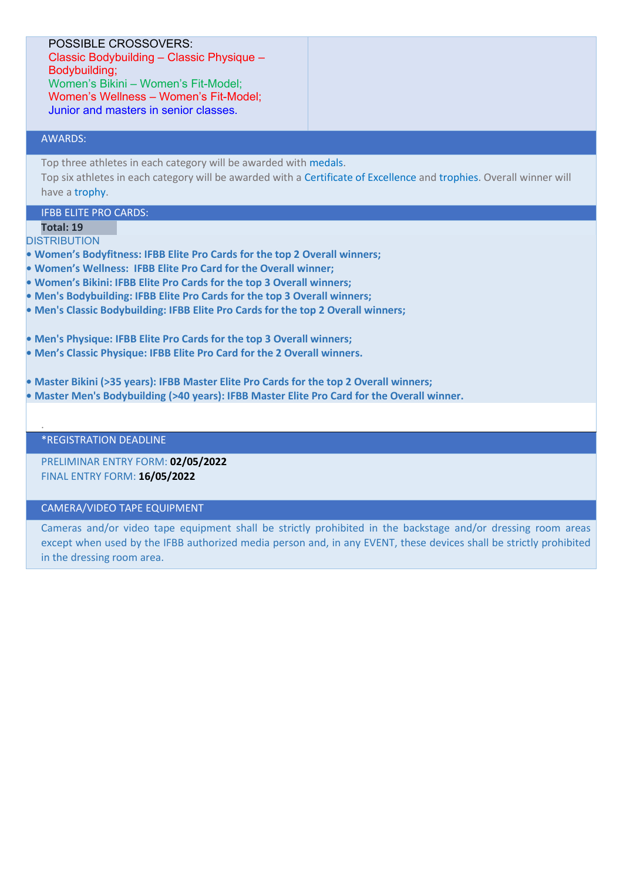POSSIBLE CROSSOVERS:
Classic Bodybuilding – Classic Physique – Bodybuilding;
Women's Bikini – Women's Fit-Model;
Women's Wellness – Women's Fit-Model;
Junior and masters in senior classes.

## AWARDS:

Top three athletes in each category will be awarded with medals.
Top six athletes in each category will be awarded with a Certificate of Excellence and trophies. Overall winner will have a trophy.

## IFBB ELITE PRO CARDS:

**Total: 19**

DISTRIBUTION

- **Women's Bodyfitness: IFBB Elite Pro Cards for the top 2 Overall winners;**
- **Women's Wellness: IFBB Elite Pro Card for the Overall winner;**
- **Women's Bikini: IFBB Elite Pro Cards for the top 3 Overall winners;**
- **Men's Bodybuilding: IFBB Elite Pro Cards for the top 3 Overall winners;**
- **Men's Classic Bodybuilding: IFBB Elite Pro Cards for the top 2 Overall winners;**

- **Men's Physique: IFBB Elite Pro Cards for the top 3 Overall winners;**
- **Men's Classic Physique: IFBB Elite Pro Card for the 2 Overall winners.**

- **Master Bikini (>35 years): IFBB Master Elite Pro Cards for the top 2 Overall winners;**
- **Master Men's Bodybuilding (>40 years): IFBB Master Elite Pro Card for the Overall winner.**

.

## *REGISTRATION DEADLINE

PRELIMINAR ENTRY FORM: **02/05/2022**
FINAL ENTRY FORM: **16/05/2022**

## CAMERA/VIDEO TAPE EQUIPMENT

Cameras and/or video tape equipment shall be strictly prohibited in the backstage and/or dressing room areas except when used by the IFBB authorized media person and, in any EVENT, these devices shall be strictly prohibited in the dressing room area.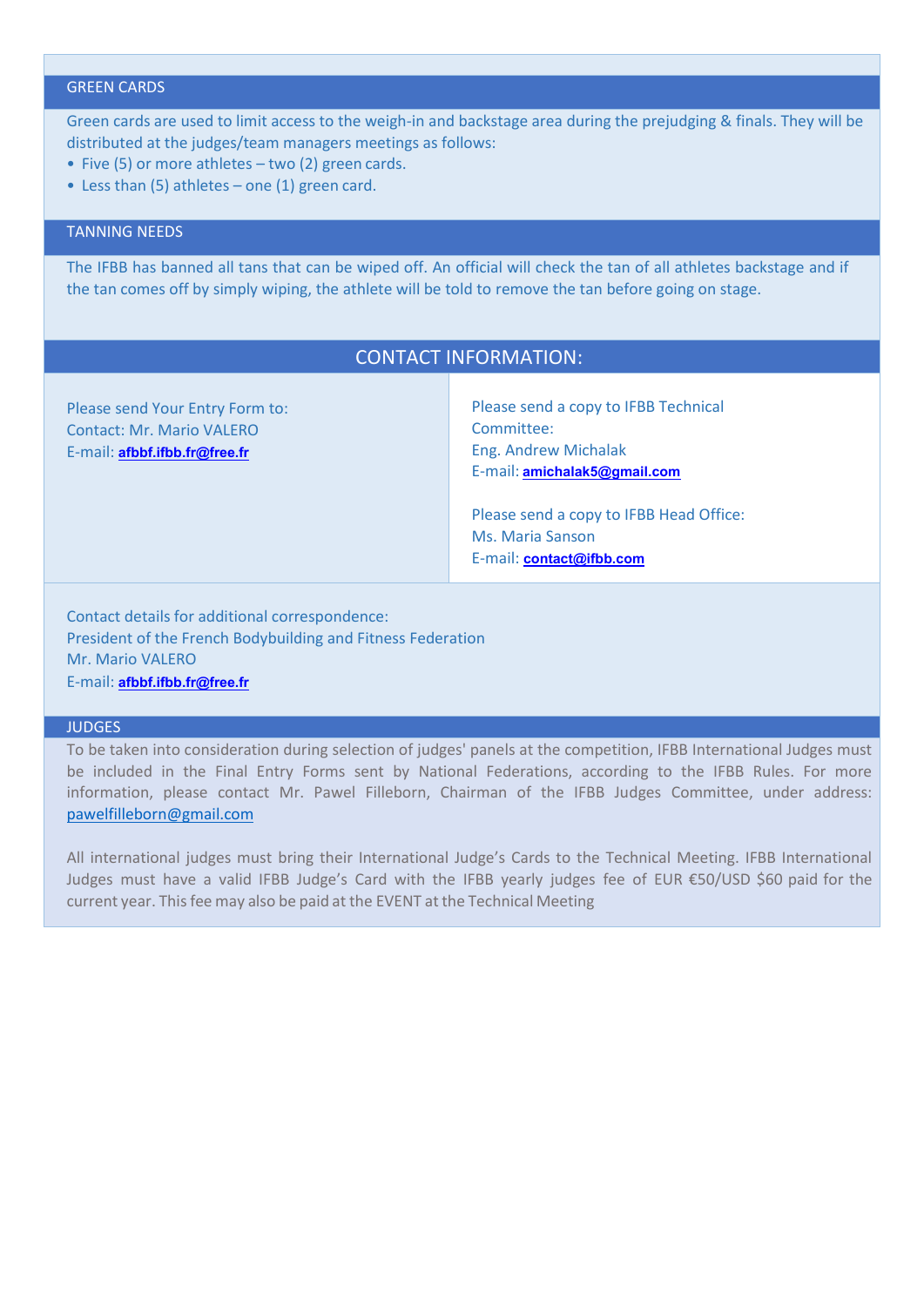## GREEN CARDS

Green cards are used to limit access to the weigh-in and backstage area during the prejudging & finals. They will be distributed at the judges/team managers meetings as follows:

- Five (5) or more athletes – two (2) green cards.
- Less than (5) athletes – one (1) green card.

## TANNING NEEDS

The IFBB has banned all tans that can be wiped off. An official will check the tan of all athletes backstage and if the tan comes off by simply wiping, the athlete will be told to remove the tan before going on stage.

## CONTACT INFORMATION:

Please send Your Entry Form to:
Contact: Mr. Mario VALERO
E-mail: **afbbf.ifbb.fr@free.fr**

Please send a copy to IFBB Technical Committee:
Eng. Andrew Michalak
E-mail: **amichalak5@gmail.com**

Please send a copy to IFBB Head Office:
Ms. Maria Sanson
E-mail: **contact@ifbb.com**

Contact details for additional correspondence:
President of the French Bodybuilding and Fitness Federation
Mr. Mario VALERO
E-mail: **afbbf.ifbb.fr@free.fr**

## JUDGES

To be taken into consideration during selection of judges' panels at the competition, IFBB International Judges must be included in the Final Entry Forms sent by National Federations, according to the IFBB Rules. For more information, please contact Mr. Pawel Filleborn, Chairman of the IFBB Judges Committee, under address: pawelfilleborn@gmail.com

All international judges must bring their International Judge's Cards to the Technical Meeting. IFBB International Judges must have a valid IFBB Judge's Card with the IFBB yearly judges fee of EUR €50/USD $60 paid for the current year. This fee may also be paid at the EVENT at the Technical Meeting